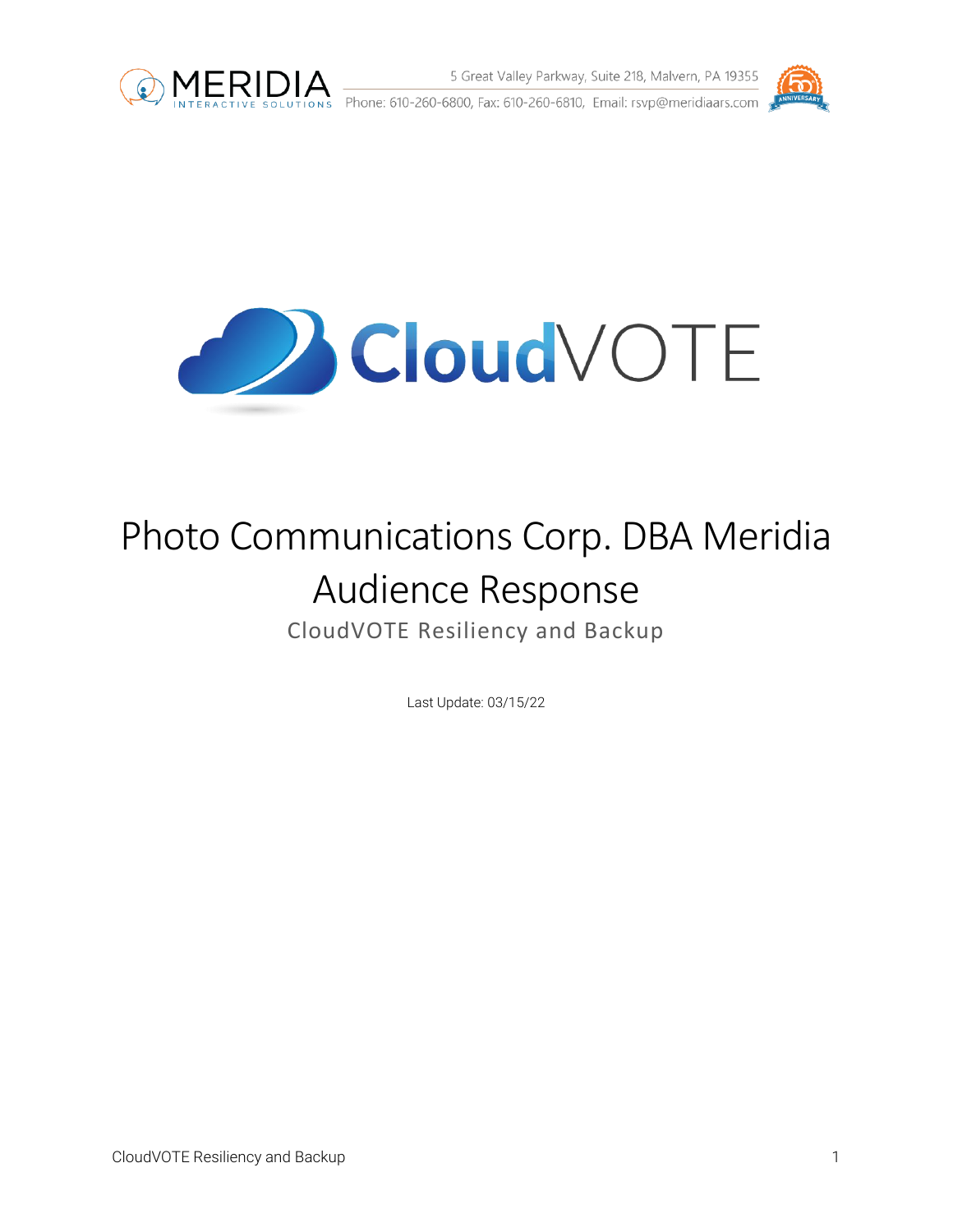MERIDIA INTERACTIVE SOLUTIONS

5 Great Valley Parkway, Suite 218, Malvern, PA 19355

Phone: 610-260-6800, Fax: 610-260-6810, Email: rsvp@meridiaars.com

CloudVOTE

# Photo Communications Corp. DBA Meridia Audience Response

## CloudVOTE Resiliency and Backup

Last Update: 03/15/22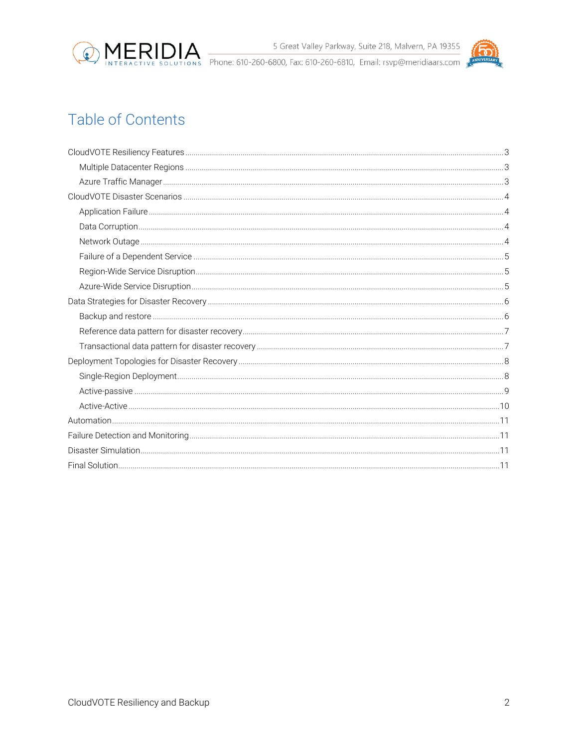# Table of Contents

CloudVOTE Resiliency Features ..... 3

- Multiple Datacenter Regions ..... 3
- Azure Traffic Manager ..... 3

CloudVOTE Disaster Scenarios ..... 4

- Application Failure ..... 4
- Data Corruption ..... 4
- Network Outage ..... 4
- Failure of a Dependent Service ..... 5
- Region-Wide Service Disruption ..... 5
- Azure-Wide Service Disruption ..... 5

Data Strategies for Disaster Recovery ..... 6

- Backup and restore ..... 6
- Reference data pattern for disaster recovery ..... 7
- Transactional data pattern for disaster recovery ..... 7

Deployment Topologies for Disaster Recovery ..... 8

- Single-Region Deployment ..... 8
- Active-passive ..... 9
- Active-Active ..... 10

Automation ..... 11

Failure Detection and Monitoring ..... 11

Disaster Simulation ..... 11

Final Solution ..... 11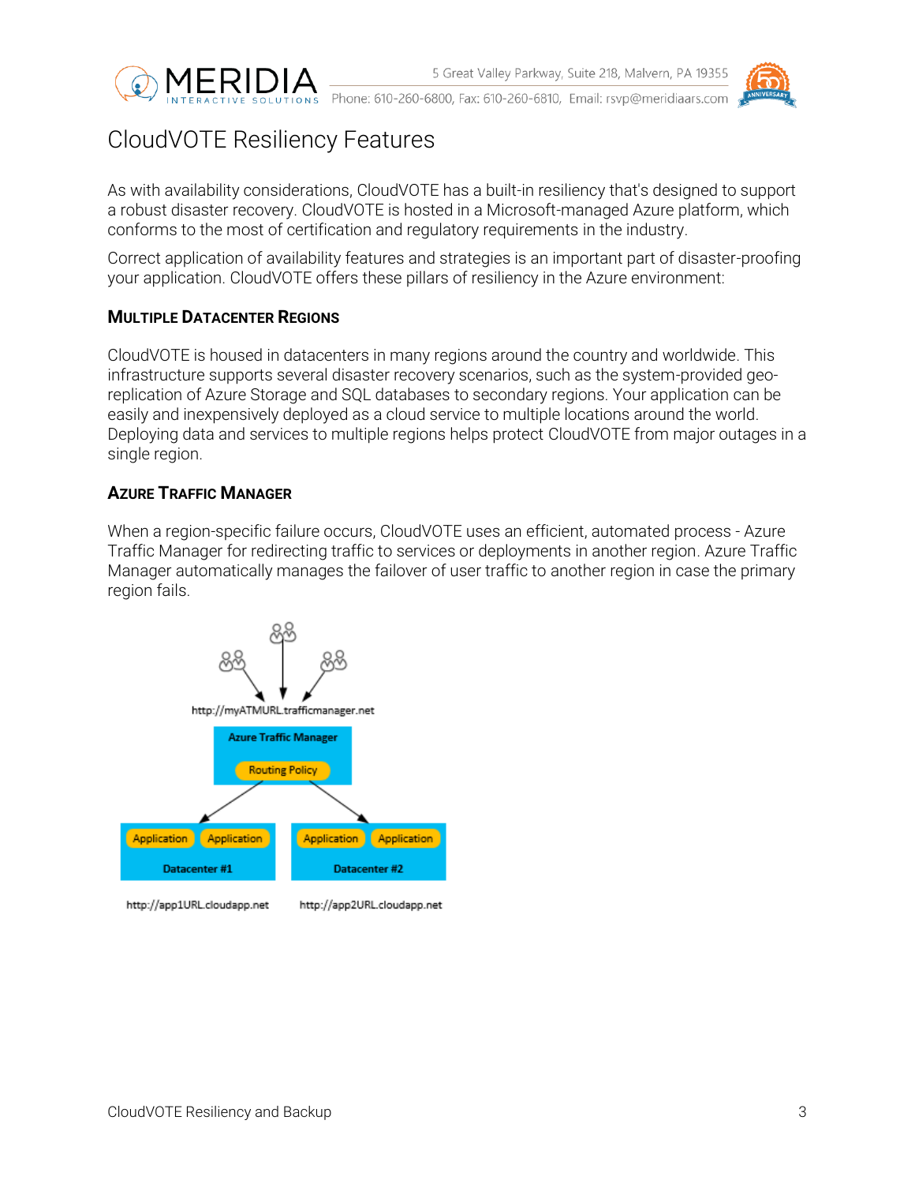# CloudVOTE Resiliency Features

As with availability considerations, CloudVOTE has a built-in resiliency that's designed to support a robust disaster recovery. CloudVOTE is hosted in a Microsoft-managed Azure platform, which conforms to the most of certification and regulatory requirements in the industry.

Correct application of availability features and strategies is an important part of disaster-proofing your application. CloudVOTE offers these pillars of resiliency in the Azure environment:

## Multiple Datacenter Regions

CloudVOTE is housed in datacenters in many regions around the country and worldwide. This infrastructure supports several disaster recovery scenarios, such as the system-provided geo-replication of Azure Storage and SQL databases to secondary regions. Your application can be easily and inexpensively deployed as a cloud service to multiple locations around the world. Deploying data and services to multiple regions helps protect CloudVOTE from major outages in a single region.

## Azure Traffic Manager

When a region-specific failure occurs, CloudVOTE uses an efficient, automated process - Azure Traffic Manager for redirecting traffic to services or deployments in another region. Azure Traffic Manager automatically manages the failover of user traffic to another region in case the primary region fails.

http://myATMURL.trafficmanager.net

Azure Traffic Manager

Routing Policy

Application Application

Datacenter #1

Application Application

Datacenter #2

http://app1URL.cloudapp.net

http://app2URL.cloudapp.net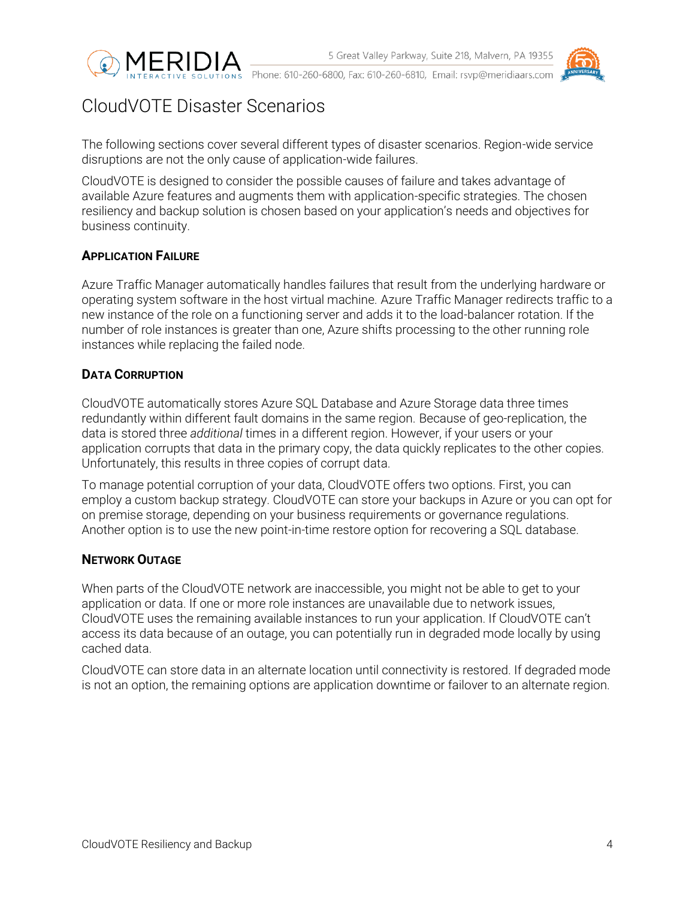# CloudVOTE Disaster Scenarios

The following sections cover several different types of disaster scenarios. Region-wide service disruptions are not the only cause of application-wide failures.

CloudVOTE is designed to consider the possible causes of failure and takes advantage of available Azure features and augments them with application-specific strategies. The chosen resiliency and backup solution is chosen based on your application's needs and objectives for business continuity.

### Application Failure

Azure Traffic Manager automatically handles failures that result from the underlying hardware or operating system software in the host virtual machine. Azure Traffic Manager redirects traffic to a new instance of the role on a functioning server and adds it to the load-balancer rotation. If the number of role instances is greater than one, Azure shifts processing to the other running role instances while replacing the failed node.

### Data Corruption

CloudVOTE automatically stores Azure SQL Database and Azure Storage data three times redundantly within different fault domains in the same region. Because of geo-replication, the data is stored three *additional* times in a different region. However, if your users or your application corrupts that data in the primary copy, the data quickly replicates to the other copies. Unfortunately, this results in three copies of corrupt data.

To manage potential corruption of your data, CloudVOTE offers two options. First, you can employ a custom backup strategy. CloudVOTE can store your backups in Azure or you can opt for on premise storage, depending on your business requirements or governance regulations. Another option is to use the new point-in-time restore option for recovering a SQL database.

### Network Outage

When parts of the CloudVOTE network are inaccessible, you might not be able to get to your application or data. If one or more role instances are unavailable due to network issues, CloudVOTE uses the remaining available instances to run your application. If CloudVOTE can't access its data because of an outage, you can potentially run in degraded mode locally by using cached data.

CloudVOTE can store data in an alternate location until connectivity is restored. If degraded mode is not an option, the remaining options are application downtime or failover to an alternate region.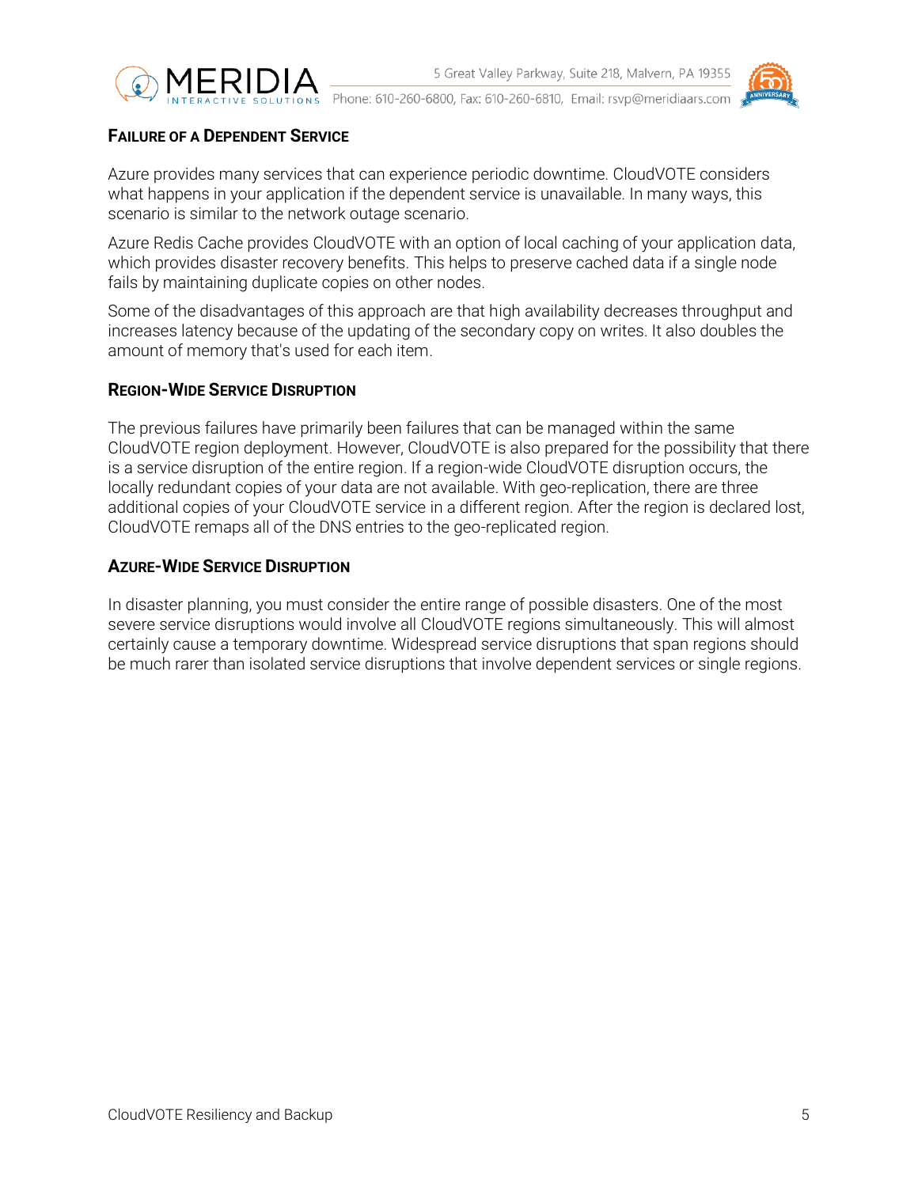### Failure of a Dependent Service

Azure provides many services that can experience periodic downtime. CloudVOTE considers what happens in your application if the dependent service is unavailable. In many ways, this scenario is similar to the network outage scenario.

Azure Redis Cache provides CloudVOTE with an option of local caching of your application data, which provides disaster recovery benefits. This helps to preserve cached data if a single node fails by maintaining duplicate copies on other nodes.

Some of the disadvantages of this approach are that high availability decreases throughput and increases latency because of the updating of the secondary copy on writes. It also doubles the amount of memory that's used for each item.

### Region-Wide Service Disruption

The previous failures have primarily been failures that can be managed within the same CloudVOTE region deployment. However, CloudVOTE is also prepared for the possibility that there is a service disruption of the entire region. If a region-wide CloudVOTE disruption occurs, the locally redundant copies of your data are not available. With geo-replication, there are three additional copies of your CloudVOTE service in a different region. After the region is declared lost, CloudVOTE remaps all of the DNS entries to the geo-replicated region.

### Azure-Wide Service Disruption

In disaster planning, you must consider the entire range of possible disasters. One of the most severe service disruptions would involve all CloudVOTE regions simultaneously. This will almost certainly cause a temporary downtime. Widespread service disruptions that span regions should be much rarer than isolated service disruptions that involve dependent services or single regions.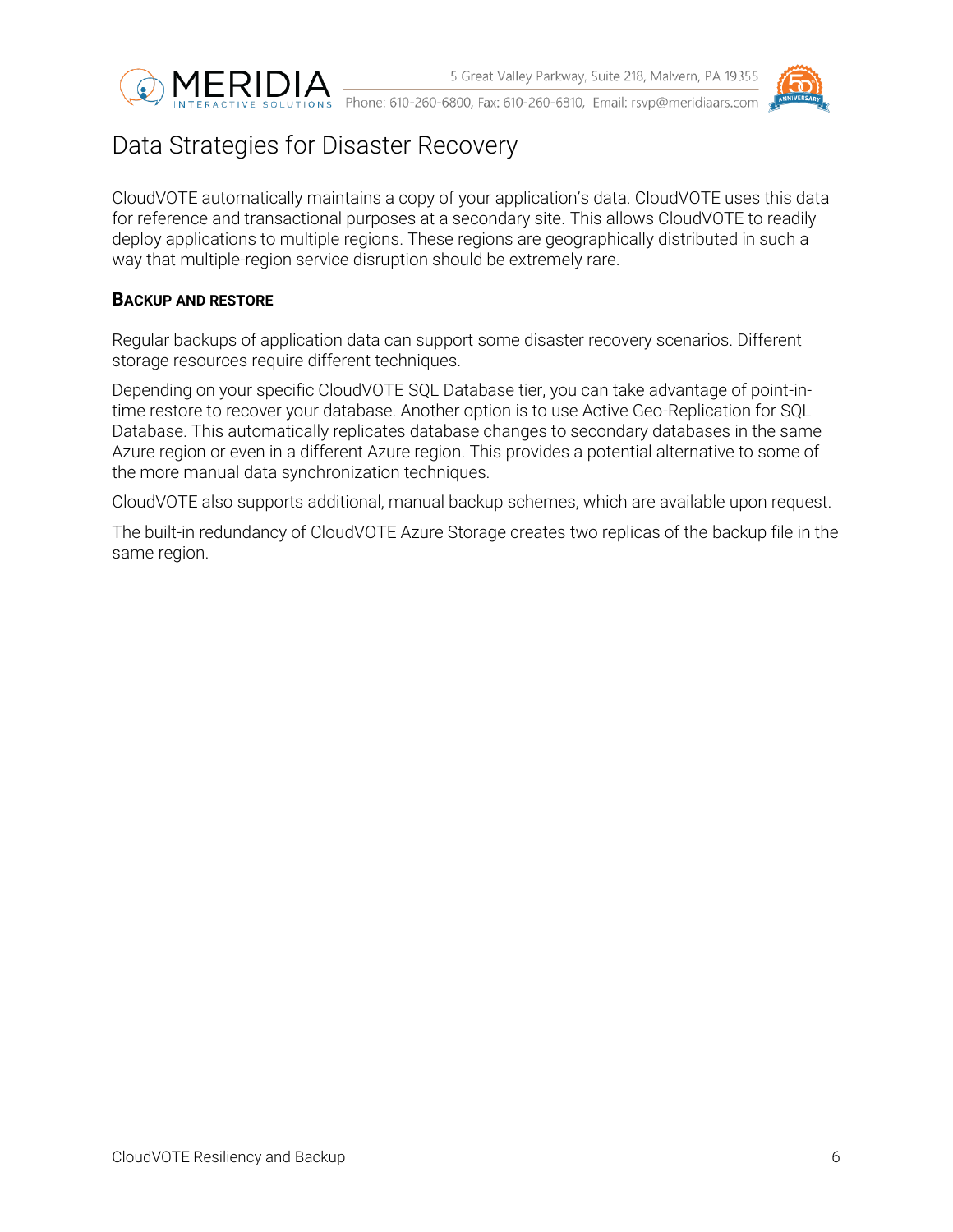# Data Strategies for Disaster Recovery

CloudVOTE automatically maintains a copy of your application's data. CloudVOTE uses this data for reference and transactional purposes at a secondary site. This allows CloudVOTE to readily deploy applications to multiple regions. These regions are geographically distributed in such a way that multiple-region service disruption should be extremely rare.

### Backup and Restore

Regular backups of application data can support some disaster recovery scenarios. Different storage resources require different techniques.

Depending on your specific CloudVOTE SQL Database tier, you can take advantage of point-in-time restore to recover your database. Another option is to use Active Geo-Replication for SQL Database. This automatically replicates database changes to secondary databases in the same Azure region or even in a different Azure region. This provides a potential alternative to some of the more manual data synchronization techniques.

CloudVOTE also supports additional, manual backup schemes, which are available upon request.

The built-in redundancy of CloudVOTE Azure Storage creates two replicas of the backup file in the same region.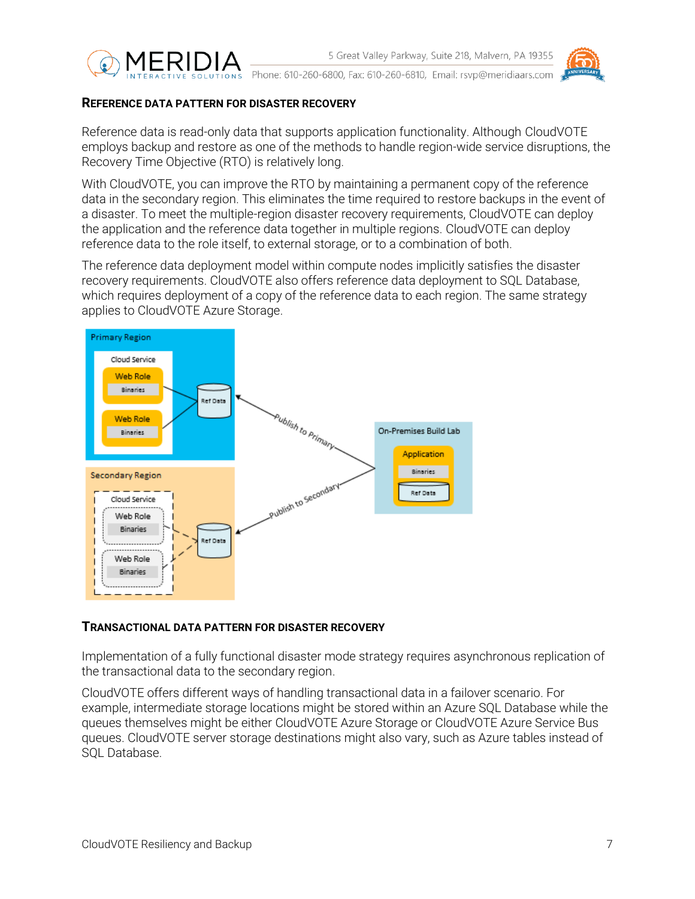## Reference Data Pattern for Disaster Recovery

Reference data is read-only data that supports application functionality. Although CloudVOTE employs backup and restore as one of the methods to handle region-wide service disruptions, the Recovery Time Objective (RTO) is relatively long.

With CloudVOTE, you can improve the RTO by maintaining a permanent copy of the reference data in the secondary region. This eliminates the time required to restore backups in the event of a disaster. To meet the multiple-region disaster recovery requirements, CloudVOTE can deploy the application and the reference data together in multiple regions. CloudVOTE can deploy reference data to the role itself, to external storage, or to a combination of both.

The reference data deployment model within compute nodes implicitly satisfies the disaster recovery requirements. CloudVOTE also offers reference data deployment to SQL Database, which requires deployment of a copy of the reference data to each region. The same strategy applies to CloudVOTE Azure Storage.

## Transactional Data Pattern for Disaster Recovery

Implementation of a fully functional disaster mode strategy requires asynchronous replication of the transactional data to the secondary region.

CloudVOTE offers different ways of handling transactional data in a failover scenario. For example, intermediate storage locations might be stored within an Azure SQL Database while the queues themselves might be either CloudVOTE Azure Storage or CloudVOTE Azure Service Bus queues. CloudVOTE server storage destinations might also vary, such as Azure tables instead of SQL Database.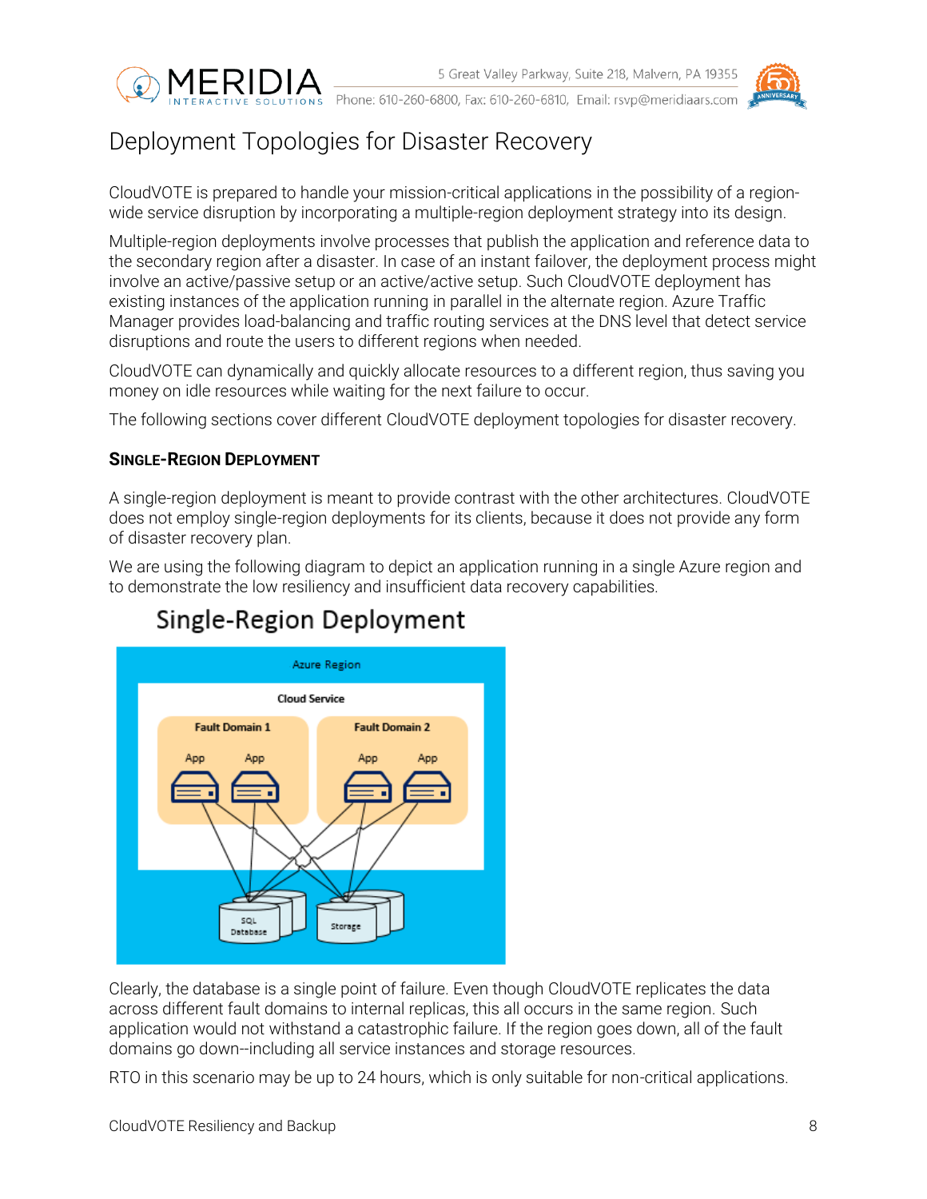# Deployment Topologies for Disaster Recovery

CloudVOTE is prepared to handle your mission-critical applications in the possibility of a region-wide service disruption by incorporating a multiple-region deployment strategy into its design.

Multiple-region deployments involve processes that publish the application and reference data to the secondary region after a disaster. In case of an instant failover, the deployment process might involve an active/passive setup or an active/active setup. Such CloudVOTE deployment has existing instances of the application running in parallel in the alternate region. Azure Traffic Manager provides load-balancing and traffic routing services at the DNS level that detect service disruptions and route the users to different regions when needed.

CloudVOTE can dynamically and quickly allocate resources to a different region, thus saving you money on idle resources while waiting for the next failure to occur.

The following sections cover different CloudVOTE deployment topologies for disaster recovery.

## Single-Region Deployment

A single-region deployment is meant to provide contrast with the other architectures. CloudVOTE does not employ single-region deployments for its clients, because it does not provide any form of disaster recovery plan.

We are using the following diagram to depict an application running in a single Azure region and to demonstrate the low resiliency and insufficient data recovery capabilities.

Single-Region Deployment

Clearly, the database is a single point of failure. Even though CloudVOTE replicates the data across different fault domains to internal replicas, this all occurs in the same region. Such application would not withstand a catastrophic failure. If the region goes down, all of the fault domains go down--including all service instances and storage resources.

RTO in this scenario may be up to 24 hours, which is only suitable for non-critical applications.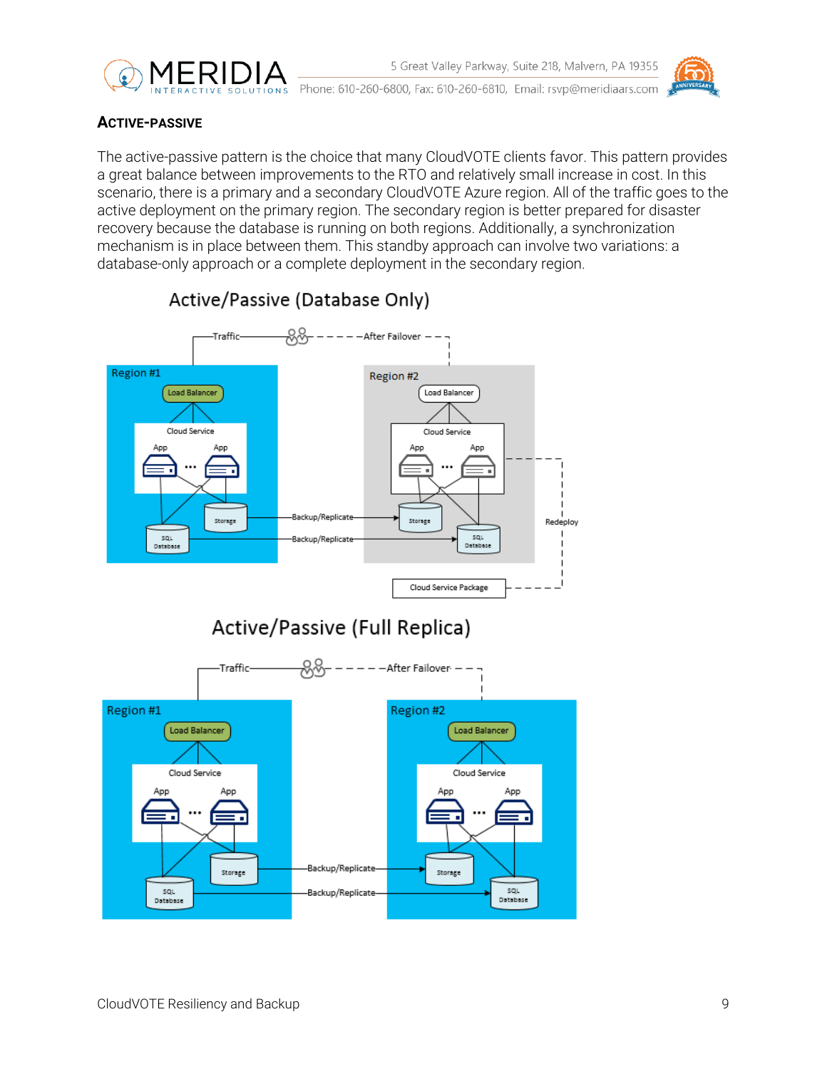## ACTIVE-PASSIVE

The active-passive pattern is the choice that many CloudVOTE clients favor. This pattern provides a great balance between improvements to the RTO and relatively small increase in cost. In this scenario, there is a primary and a secondary CloudVOTE Azure region. All of the traffic goes to the active deployment on the primary region. The secondary region is better prepared for disaster recovery because the database is running on both regions. Additionally, a synchronization mechanism is in place between them. This standby approach can involve two variations: a database-only approach or a complete deployment in the secondary region.

Active/Passive (Database Only)

Active/Passive (Full Replica)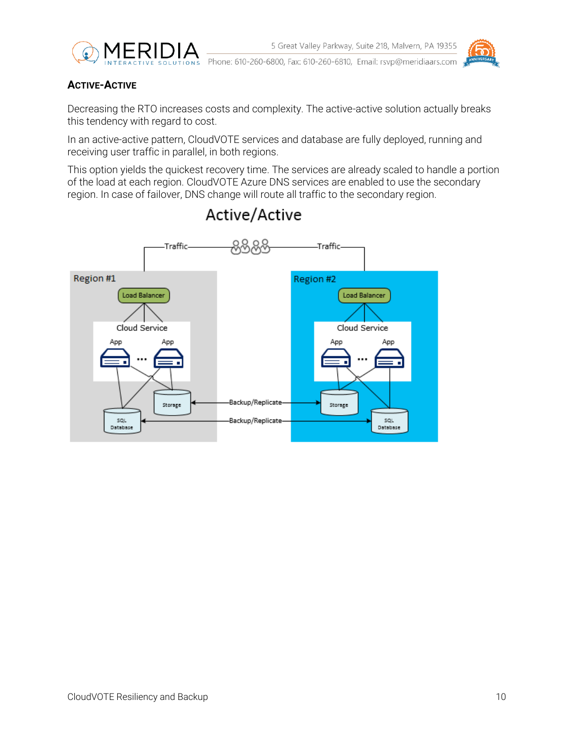## Active-Active

Decreasing the RTO increases costs and complexity. The active-active solution actually breaks this tendency with regard to cost.

In an active-active pattern, CloudVOTE services and database are fully deployed, running and receiving user traffic in parallel, in both regions.

This option yields the quickest recovery time. The services are already scaled to handle a portion of the load at each region. CloudVOTE Azure DNS services are enabled to use the secondary region. In case of failover, DNS change will route all traffic to the secondary region.

Active/Active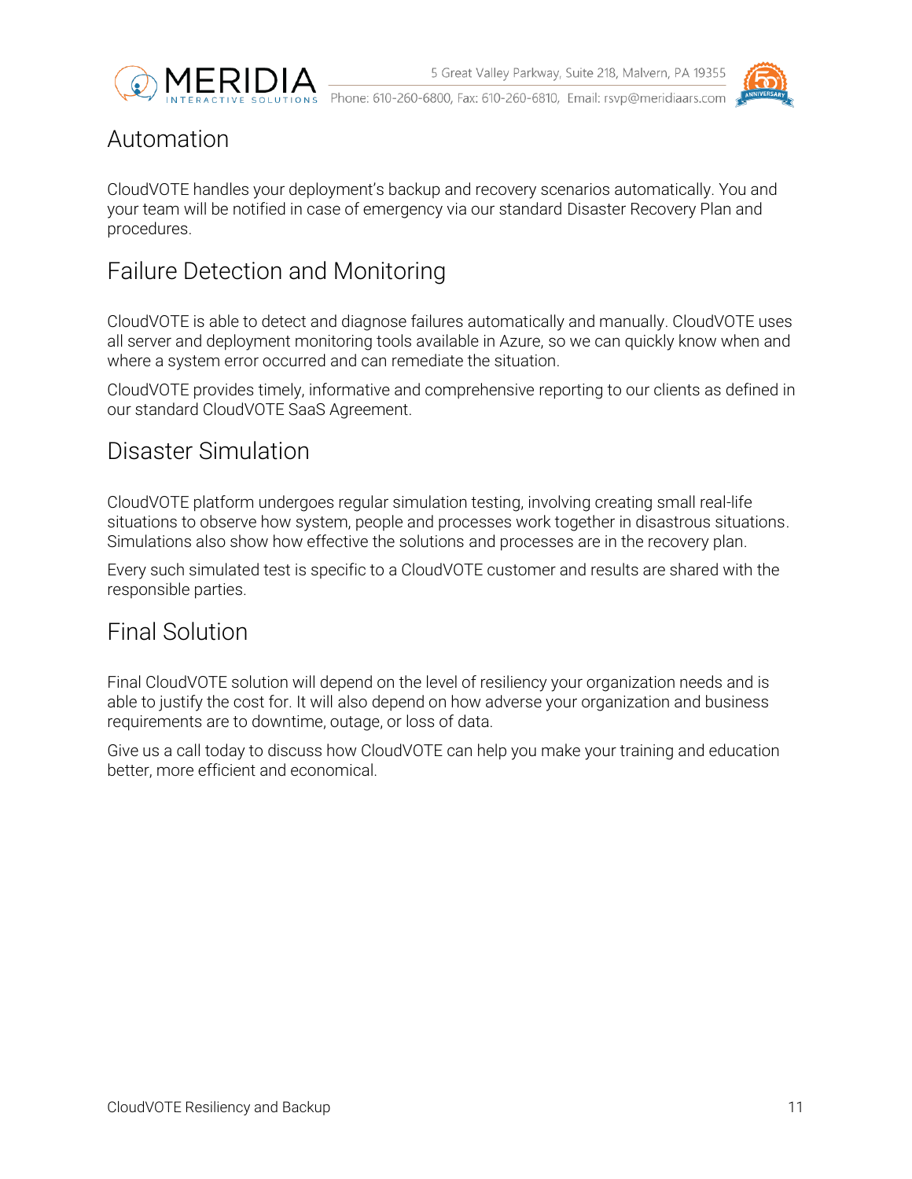## Automation

CloudVOTE handles your deployment's backup and recovery scenarios automatically. You and your team will be notified in case of emergency via our standard Disaster Recovery Plan and procedures.

## Failure Detection and Monitoring

CloudVOTE is able to detect and diagnose failures automatically and manually. CloudVOTE uses all server and deployment monitoring tools available in Azure, so we can quickly know when and where a system error occurred and can remediate the situation.

CloudVOTE provides timely, informative and comprehensive reporting to our clients as defined in our standard CloudVOTE SaaS Agreement.

## Disaster Simulation

CloudVOTE platform undergoes regular simulation testing, involving creating small real-life situations to observe how system, people and processes work together in disastrous situations. Simulations also show how effective the solutions and processes are in the recovery plan.

Every such simulated test is specific to a CloudVOTE customer and results are shared with the responsible parties.

## Final Solution

Final CloudVOTE solution will depend on the level of resiliency your organization needs and is able to justify the cost for. It will also depend on how adverse your organization and business requirements are to downtime, outage, or loss of data.

Give us a call today to discuss how CloudVOTE can help you make your training and education better, more efficient and economical.